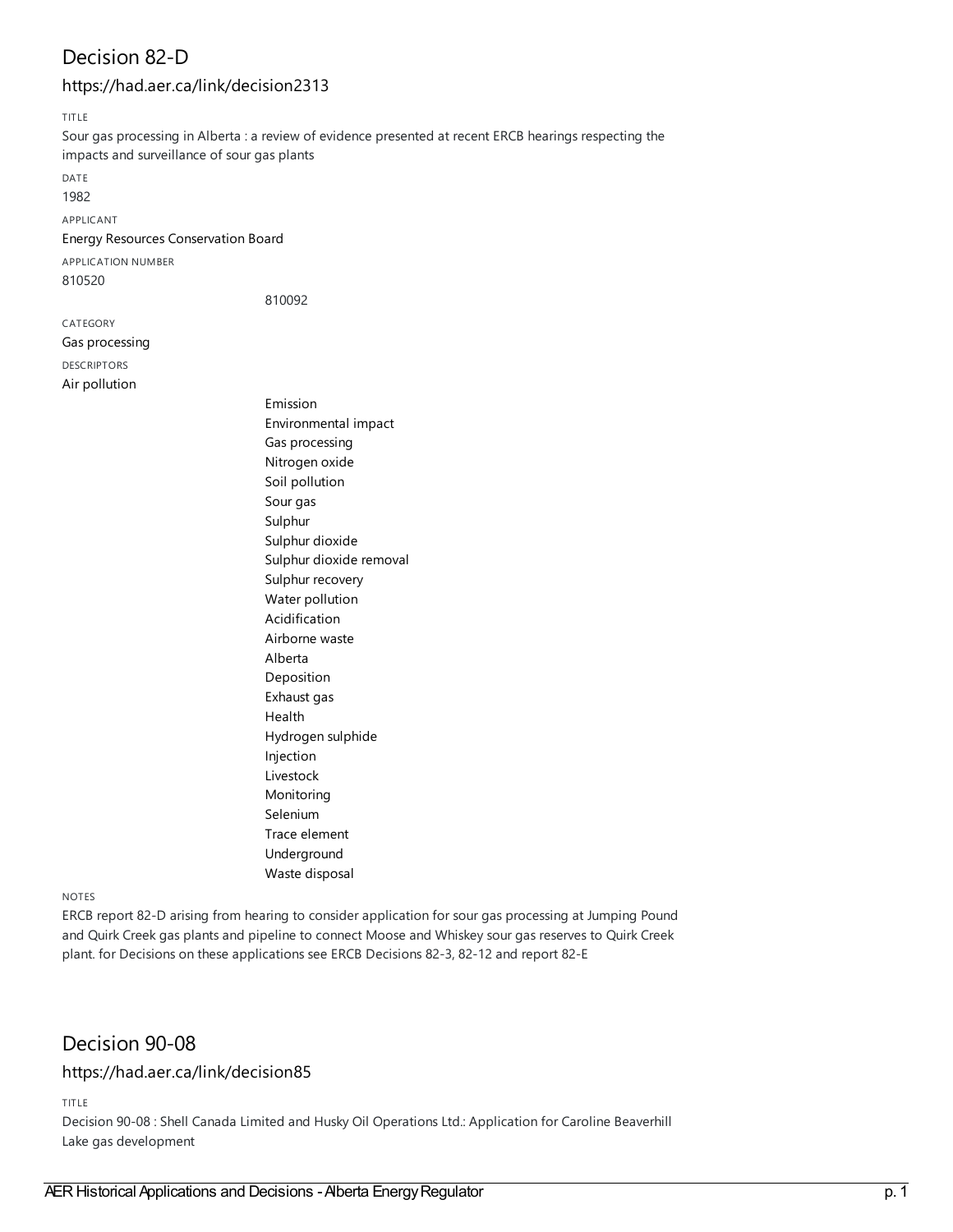## Decision 82-D

### https://had.aer.ca/link/decision2313

TITLE

Sour gas processing in Alberta : a review of evidence presented at recent ERCB hearings respecting the impacts and surveillance of sour gas plants

DATE

1982

APPLICANT

Energy Resources Conservation Board

APPLICATION NUMBER

810520

810092

CATEGORY

Gas processing

DESCRIPTORS

Air pollution

Emission

Environmental impact

Gas processing

Nitrogen oxide

Soil pollution

Sour gas

Sulphur

Sulphur dioxide

Sulphur dioxide removal

Sulphur recovery

Water pollution

Acidification

Airborne waste

Alberta

Deposition

Exhaust gas

Health

Hydrogen sulphide

Injection

Livestock

Monitoring

Selenium

Trace element

Underground

Waste disposal

NOTES

ERCB report 82-D arising from hearing to consider application for sour gas processing at Jumping Pound and Quirk Creek gas plants and pipeline to connect Moose and Whiskey sour gas reserves to Quirk Creek plant. for Decisions on these applications see ERCB Decisions 82-3, 82-12 and report 82-E

## Decision 90-08

### https://had.aer.ca/link/decision85

TITLE

Decision 90-08 : Shell Canada Limited and Husky Oil Operations Ltd.: Application for Caroline Beaverhill Lake gas development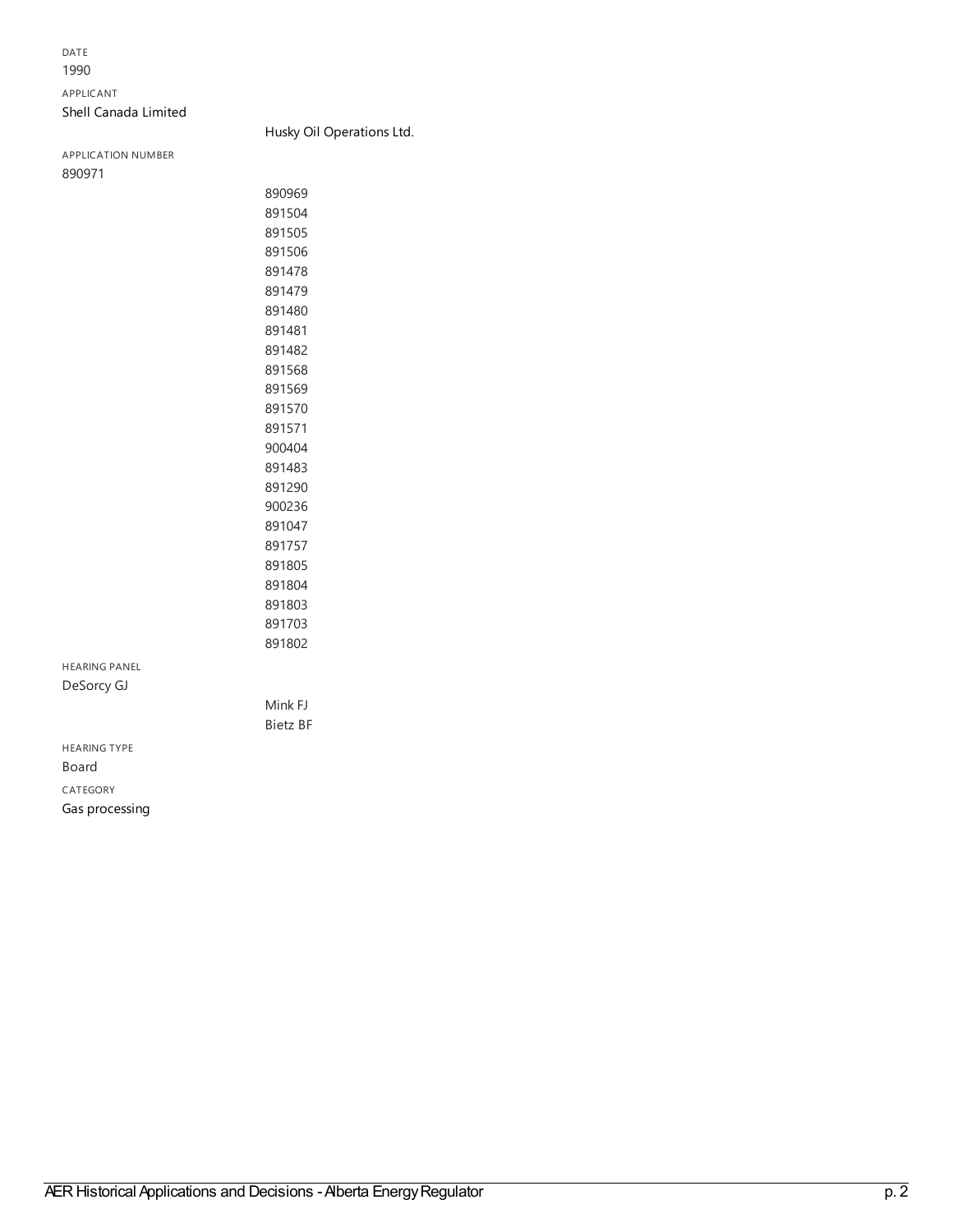DATE

1990

APPLICANT

Shell Canada Limited

Husky Oil Operations Ltd.

APPLICATION NUMBER

890971

890969
891504
891505
891506
891478
891479
891480
891481
891482
891568
891569
891570
891571
900404
891483
891290
900236
891047
891757
891805
891804
891803
891703
891802

HEARING PANEL

DeSorcy GJ

Mink FJ
Bietz BF

HEARING TYPE

Board

CATEGORY

Gas processing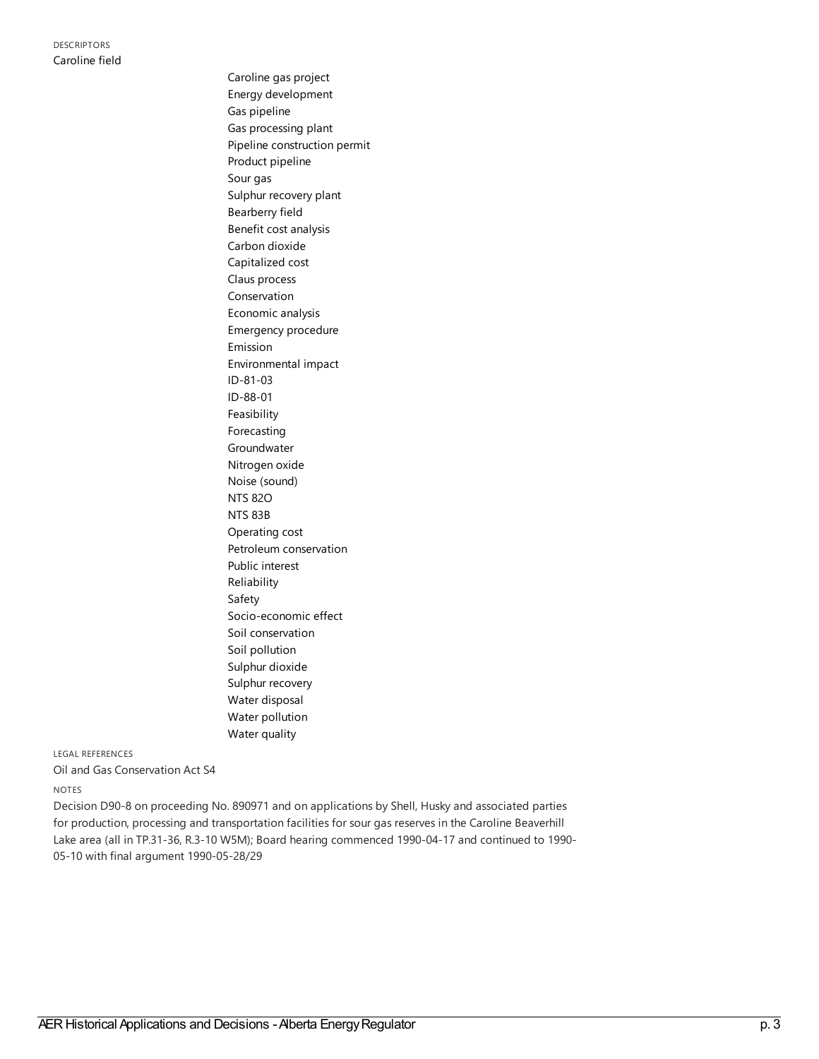DESCRIPTORS

Caroline field

Caroline gas project
Energy development
Gas pipeline
Gas processing plant
Pipeline construction permit
Product pipeline
Sour gas
Sulphur recovery plant
Bearberry field
Benefit cost analysis
Carbon dioxide
Capitalized cost
Claus process
Conservation
Economic analysis
Emergency procedure
Emission
Environmental impact
ID-81-03
ID-88-01
Feasibility
Forecasting
Groundwater
Nitrogen oxide
Noise (sound)
NTS 82O
NTS 83B
Operating cost
Petroleum conservation
Public interest
Reliability
Safety
Socio-economic effect
Soil conservation
Soil pollution
Sulphur dioxide
Sulphur recovery
Water disposal
Water pollution
Water quality

LEGAL REFERENCES

Oil and Gas Conservation Act S4

NOTES

Decision D90-8 on proceeding No. 890971 and on applications by Shell, Husky and associated parties for production, processing and transportation facilities for sour gas reserves in the Caroline Beaverhill Lake area (all in TP.31-36, R.3-10 W5M); Board hearing commenced 1990-04-17 and continued to 1990-05-10 with final argument 1990-05-28/29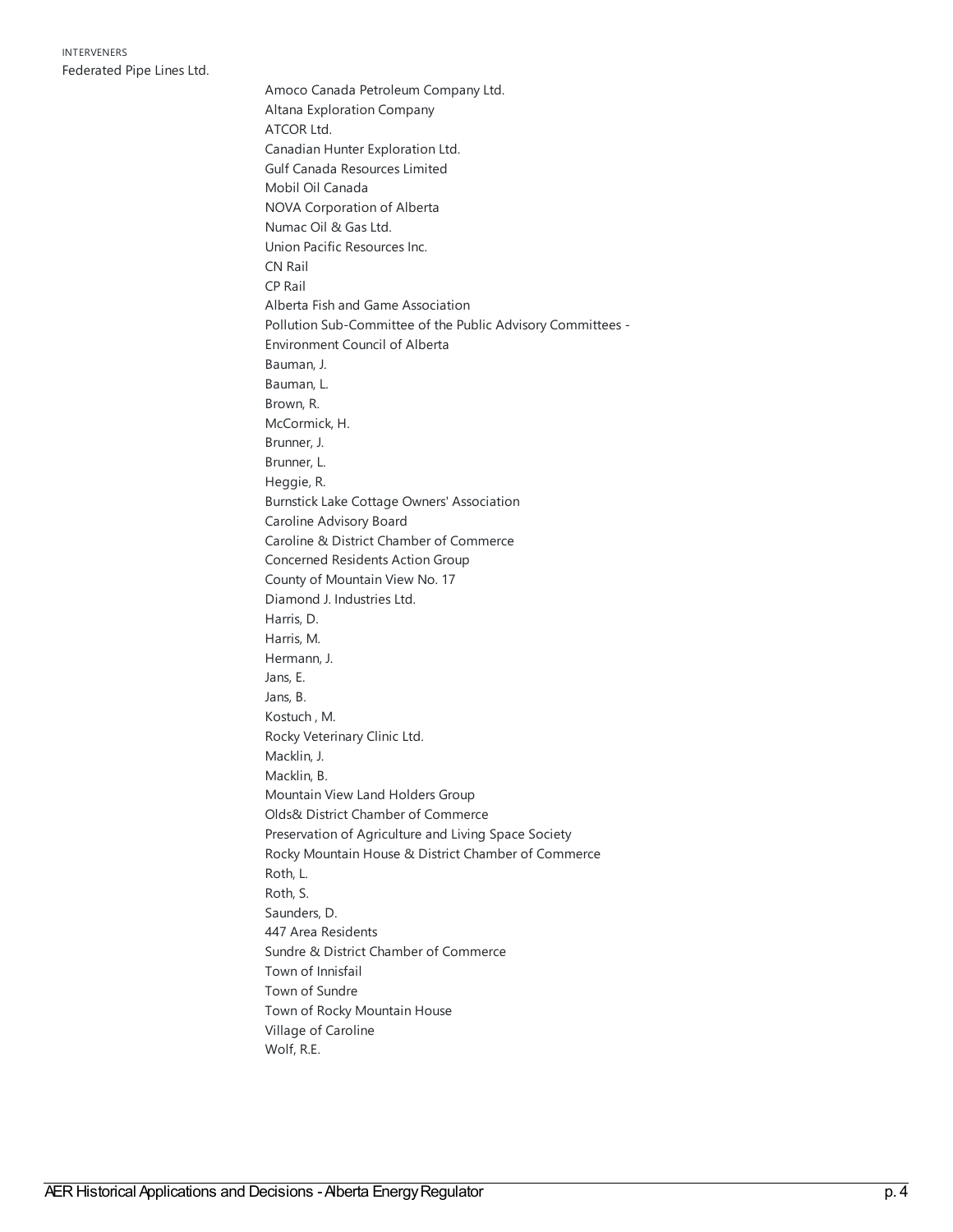INTERVENERS

Federated Pipe Lines Ltd.

Amoco Canada Petroleum Company Ltd.
Altana Exploration Company
ATCOR Ltd.
Canadian Hunter Exploration Ltd.
Gulf Canada Resources Limited
Mobil Oil Canada
NOVA Corporation of Alberta
Numac Oil & Gas Ltd.
Union Pacific Resources Inc.
CN Rail
CP Rail
Alberta Fish and Game Association
Pollution Sub-Committee of the Public Advisory Committees -
Environment Council of Alberta
Bauman, J.
Bauman, L.
Brown, R.
McCormick, H.
Brunner, J.
Brunner, L.
Heggie, R.
Burnstick Lake Cottage Owners' Association
Caroline Advisory Board
Caroline & District Chamber of Commerce
Concerned Residents Action Group
County of Mountain View No. 17
Diamond J. Industries Ltd.
Harris, D.
Harris, M.
Hermann, J.
Jans, E.
Jans, B.
Kostuch , M.
Rocky Veterinary Clinic Ltd.
Macklin, J.
Macklin, B.
Mountain View Land Holders Group
Olds& District Chamber of Commerce
Preservation of Agriculture and Living Space Society
Rocky Mountain House & District Chamber of Commerce
Roth, L.
Roth, S.
Saunders, D.
447 Area Residents
Sundre & District Chamber of Commerce
Town of Innisfail
Town of Sundre
Town of Rocky Mountain House
Village of Caroline
Wolf, R.E.